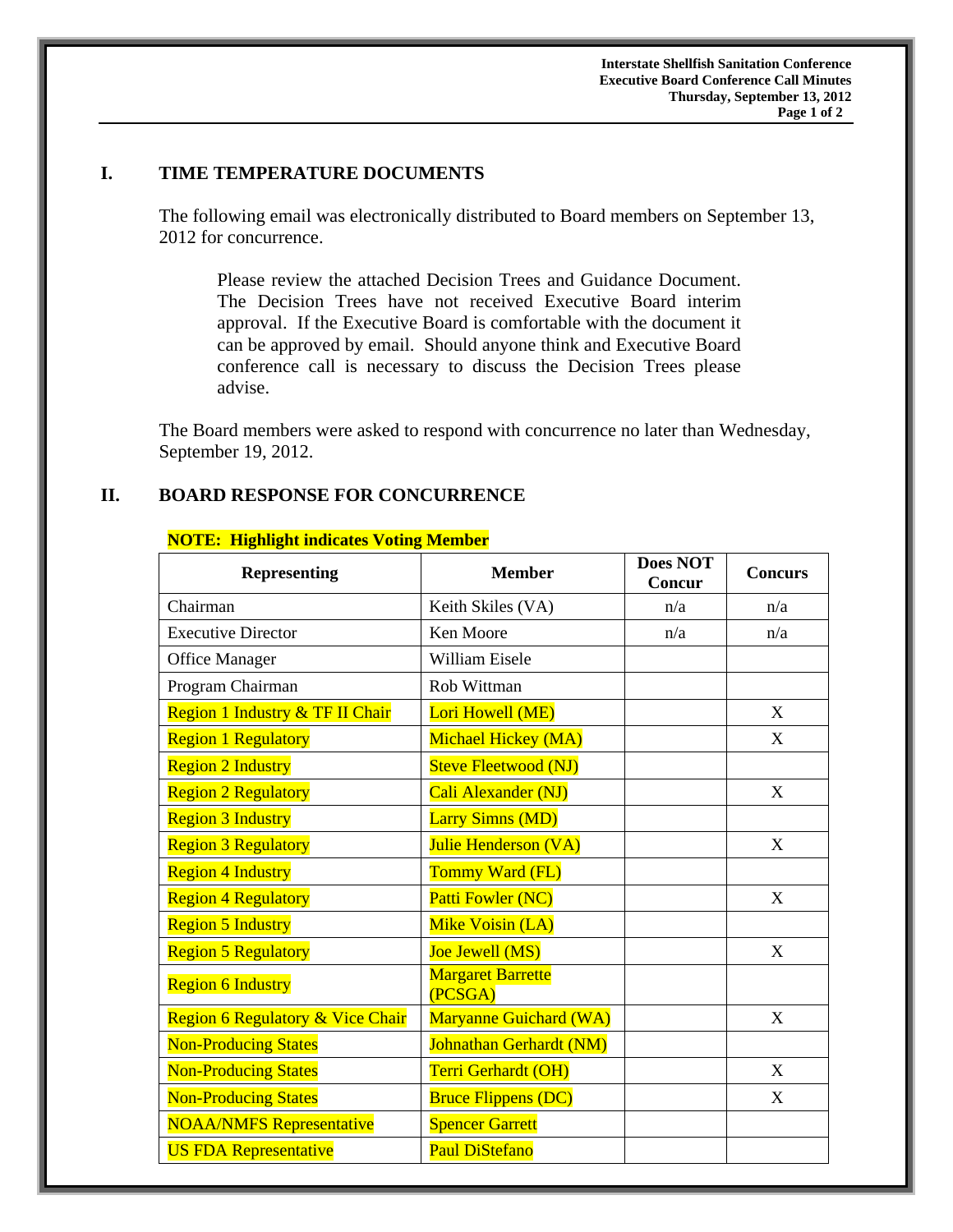## I. TIME TEMPERATURE DOCUMENTS

The following email was electronically distributed to Board members on September 13, 2012 for concurrence.

> Please review the attached Decision Trees and Guidance Document. The Decision Trees have not received Executive Board interim approval. If the Executive Board is comfortable with the document it can be approved by email. Should anyone think and Executive Board conference call is necessary to discuss the Decision Trees please advise.

The Board members were asked to respond with concurrence no later than Wednesday, September 19, 2012.

## II. BOARD RESPONSE FOR CONCURRENCE

**NOTE: Highlight indicates Voting Member**

| Representing | Member | Does NOT Concur | Concurs |
|---|---|---|---|
| Chairman | Keith Skiles (VA) | n/a | n/a |
| Executive Director | Ken Moore | n/a | n/a |
| Office Manager | William Eisele | | |
| Program Chairman | Rob Wittman | | |
| Region 1 Industry & TF II Chair | Lori Howell (ME) | | X |
| Region 1 Regulatory | Michael Hickey (MA) | | X |
| Region 2 Industry | Steve Fleetwood (NJ) | | |
| Region 2 Regulatory | Cali Alexander (NJ) | | X |
| Region 3 Industry | Larry Simns (MD) | | |
| Region 3 Regulatory | Julie Henderson (VA) | | X |
| Region 4 Industry | Tommy Ward (FL) | | |
| Region 4 Regulatory | Patti Fowler (NC) | | X |
| Region 5 Industry | Mike Voisin (LA) | | |
| Region 5 Regulatory | Joe Jewell (MS) | | X |
| Region 6 Industry | Margaret Barrette (PCSGA) | | |
| Region 6 Regulatory & Vice Chair | Maryanne Guichard (WA) | | X |
| Non-Producing States | Johnathan Gerhardt (NM) | | |
| Non-Producing States | Terri Gerhardt (OH) | | X |
| Non-Producing States | Bruce Flippens (DC) | | X |
| NOAA/NMFS Representative | Spencer Garrett | | |
| US FDA Representative | Paul DiStefano | | |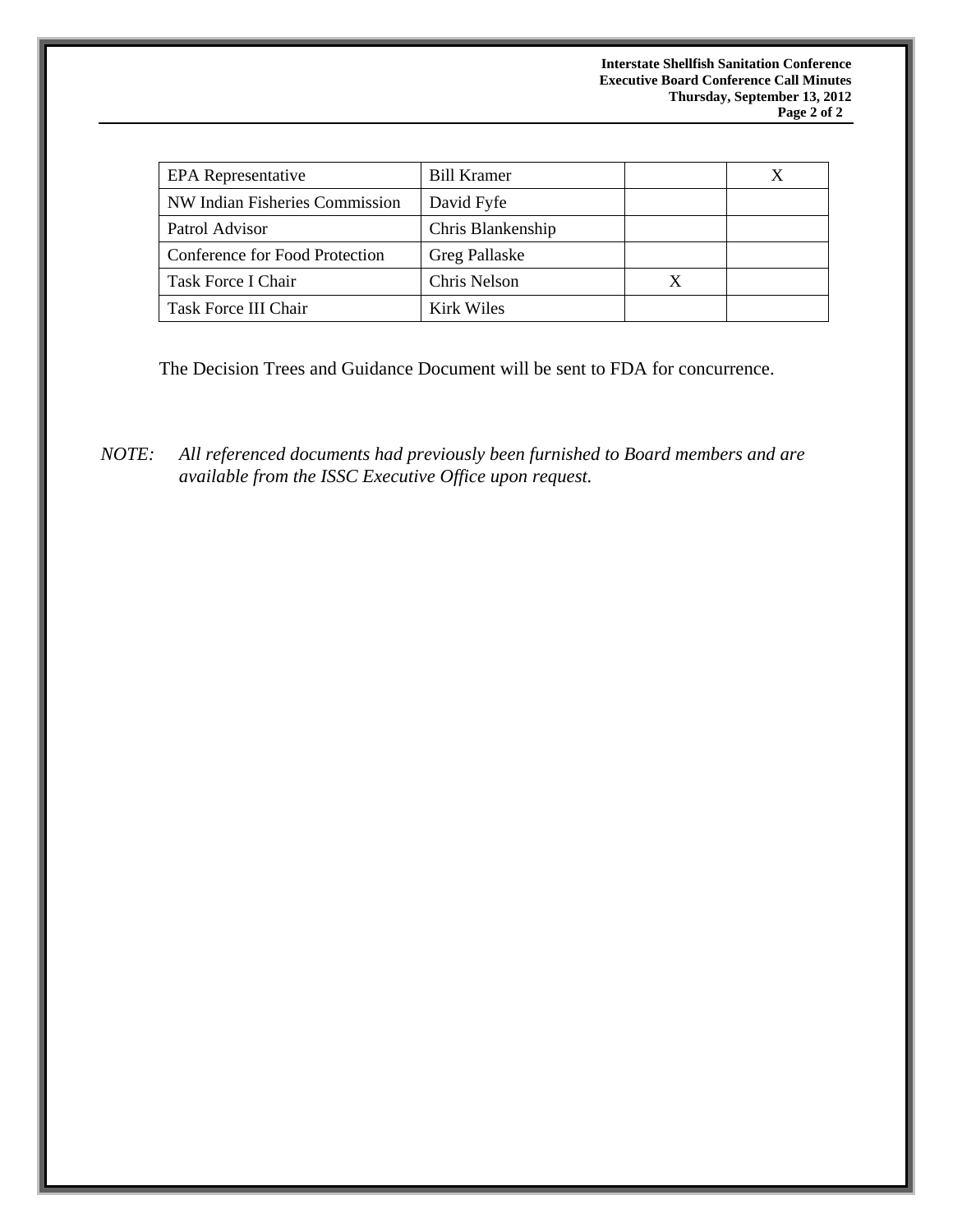| | | | |
|---|---|---|---|
| EPA Representative | Bill Kramer | | X |
| NW Indian Fisheries Commission | David Fyfe | | |
| Patrol Advisor | Chris Blankenship | | |
| Conference for Food Protection | Greg Pallaske | | |
| Task Force I Chair | Chris Nelson | X | |
| Task Force III Chair | Kirk Wiles | | |

The Decision Trees and Guidance Document will be sent to FDA for concurrence.

*NOTE: All referenced documents had previously been furnished to Board members and are available from the ISSC Executive Office upon request.*